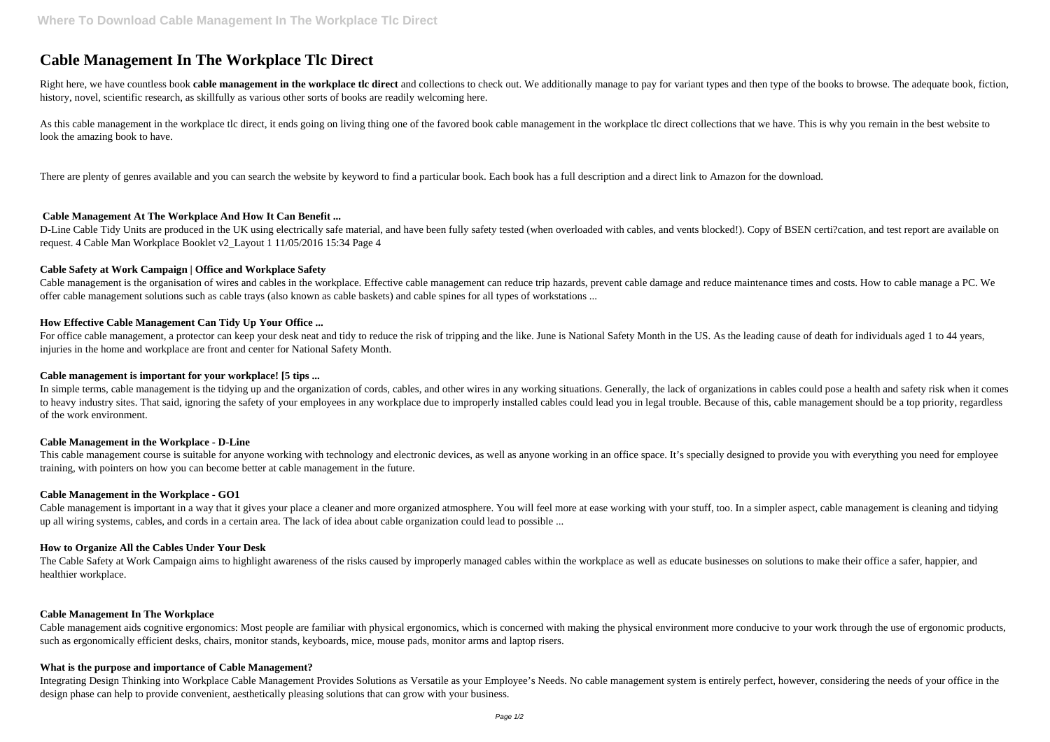# Cable Management In The Workplace Tlc Direct

Right here, we have countless book **cable management in the workplace tlc direct** and collections to check out. We additionally manage to pay for variant types and then type of the books to browse. The adequate book, fiction, history, novel, scientific research, as skillfully as various other sorts of books are readily welcoming here.

As this cable management in the workplace tlc direct, it ends going on living thing one of the favored book cable management in the workplace tlc direct collections that we have. This is why you remain in the best website to look the amazing book to have.

There are plenty of genres available and you can search the website by keyword to find a particular book. Each book has a full description and a direct link to Amazon for the download.

### Cable Management At The Workplace And How It Can Benefit ...

D-Line Cable Tidy Units are produced in the UK using electrically safe material, and have been fully safety tested (when overloaded with cables, and vents blocked!). Copy of BSEN certi?cation, and test report are available on request. 4 Cable Man Workplace Booklet v2_Layout 1 11/05/2016 15:34 Page 4

### Cable Safety at Work Campaign | Office and Workplace Safety

Cable management is the organisation of wires and cables in the workplace. Effective cable management can reduce trip hazards, prevent cable damage and reduce maintenance times and costs. How to cable manage a PC. We offer cable management solutions such as cable trays (also known as cable baskets) and cable spines for all types of workstations ...

### How Effective Cable Management Can Tidy Up Your Office ...

For office cable management, a protector can keep your desk neat and tidy to reduce the risk of tripping and the like. June is National Safety Month in the US. As the leading cause of death for individuals aged 1 to 44 years, injuries in the home and workplace are front and center for National Safety Month.

### Cable management is important for your workplace! [5 tips ...

In simple terms, cable management is the tidying up and the organization of cords, cables, and other wires in any working situations. Generally, the lack of organizations in cables could pose a health and safety risk when it comes to heavy industry sites. That said, ignoring the safety of your employees in any workplace due to improperly installed cables could lead you in legal trouble. Because of this, cable management should be a top priority, regardless of the work environment.

### Cable Management in the Workplace - D-Line

This cable management course is suitable for anyone working with technology and electronic devices, as well as anyone working in an office space. It's specially designed to provide you with everything you need for employee training, with pointers on how you can become better at cable management in the future.

### Cable Management in the Workplace - GO1

Cable management is important in a way that it gives your place a cleaner and more organized atmosphere. You will feel more at ease working with your stuff, too. In a simpler aspect, cable management is cleaning and tidying up all wiring systems, cables, and cords in a certain area. The lack of idea about cable organization could lead to possible ...

### How to Organize All the Cables Under Your Desk

The Cable Safety at Work Campaign aims to highlight awareness of the risks caused by improperly managed cables within the workplace as well as educate businesses on solutions to make their office a safer, happier, and healthier workplace.

### Cable Management In The Workplace

Cable management aids cognitive ergonomics: Most people are familiar with physical ergonomics, which is concerned with making the physical environment more conducive to your work through the use of ergonomic products, such as ergonomically efficient desks, chairs, monitor stands, keyboards, mice, mouse pads, monitor arms and laptop risers.

### What is the purpose and importance of Cable Management?

Integrating Design Thinking into Workplace Cable Management Provides Solutions as Versatile as your Employee's Needs. No cable management system is entirely perfect, however, considering the needs of your office in the design phase can help to provide convenient, aesthetically pleasing solutions that can grow with your business.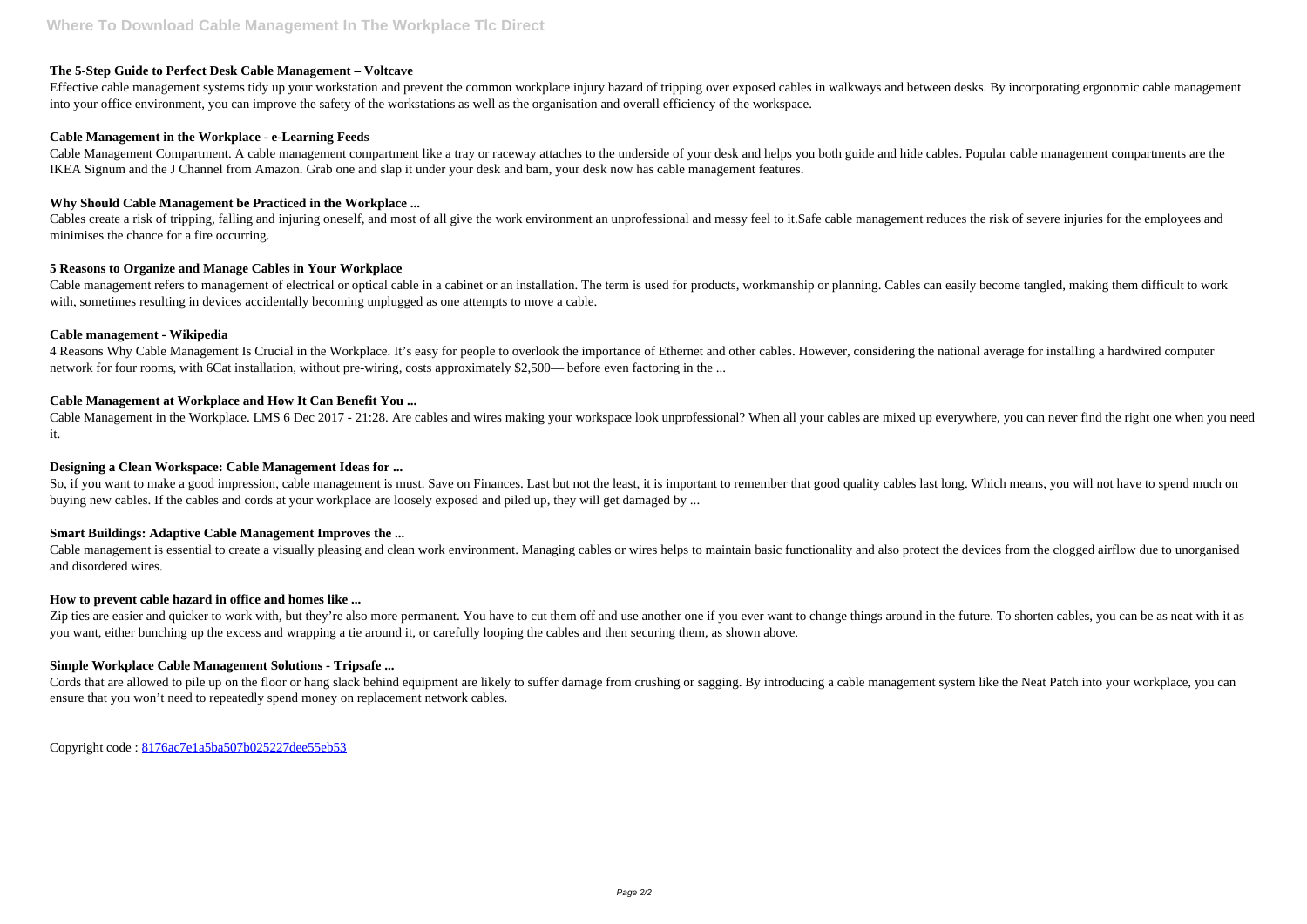### The 5-Step Guide to Perfect Desk Cable Management – Voltcave

Effective cable management systems tidy up your workstation and prevent the common workplace injury hazard of tripping over exposed cables in walkways and between desks. By incorporating ergonomic cable management into your office environment, you can improve the safety of the workstations as well as the organisation and overall efficiency of the workspace.

### Cable Management in the Workplace - e-Learning Feeds

Cable Management Compartment. A cable management compartment like a tray or raceway attaches to the underside of your desk and helps you both guide and hide cables. Popular cable management compartments are the IKEA Signum and the J Channel from Amazon. Grab one and slap it under your desk and bam, your desk now has cable management features.

### Why Should Cable Management be Practiced in the Workplace ...

Cables create a risk of tripping, falling and injuring oneself, and most of all give the work environment an unprofessional and messy feel to it.Safe cable management reduces the risk of severe injuries for the employees and minimises the chance for a fire occurring.

### 5 Reasons to Organize and Manage Cables in Your Workplace

Cable management refers to management of electrical or optical cable in a cabinet or an installation. The term is used for products, workmanship or planning. Cables can easily become tangled, making them difficult to work with, sometimes resulting in devices accidentally becoming unplugged as one attempts to move a cable.

### Cable management - Wikipedia

4 Reasons Why Cable Management Is Crucial in the Workplace. It's easy for people to overlook the importance of Ethernet and other cables. However, considering the national average for installing a hardwired computer network for four rooms, with 6Cat installation, without pre-wiring, costs approximately $2,500— before even factoring in the ...

### Cable Management at Workplace and How It Can Benefit You ...

Cable Management in the Workplace. LMS 6 Dec 2017 - 21:28. Are cables and wires making your workspace look unprofessional? When all your cables are mixed up everywhere, you can never find the right one when you need it.

### Designing a Clean Workspace: Cable Management Ideas for ...

So, if you want to make a good impression, cable management is must. Save on Finances. Last but not the least, it is important to remember that good quality cables last long. Which means, you will not have to spend much on buying new cables. If the cables and cords at your workplace are loosely exposed and piled up, they will get damaged by ...

### Smart Buildings: Adaptive Cable Management Improves the ...

Cable management is essential to create a visually pleasing and clean work environment. Managing cables or wires helps to maintain basic functionality and also protect the devices from the clogged airflow due to unorganised and disordered wires.

### How to prevent cable hazard in office and homes like ...

Zip ties are easier and quicker to work with, but they're also more permanent. You have to cut them off and use another one if you ever want to change things around in the future. To shorten cables, you can be as neat with it as you want, either bunching up the excess and wrapping a tie around it, or carefully looping the cables and then securing them, as shown above.

### Simple Workplace Cable Management Solutions - Tripsafe ...

Cords that are allowed to pile up on the floor or hang slack behind equipment are likely to suffer damage from crushing or sagging. By introducing a cable management system like the Neat Patch into your workplace, you can ensure that you won't need to repeatedly spend money on replacement network cables.

Copyright code : 8176ac7e1a5ba507b025227dee55eb53